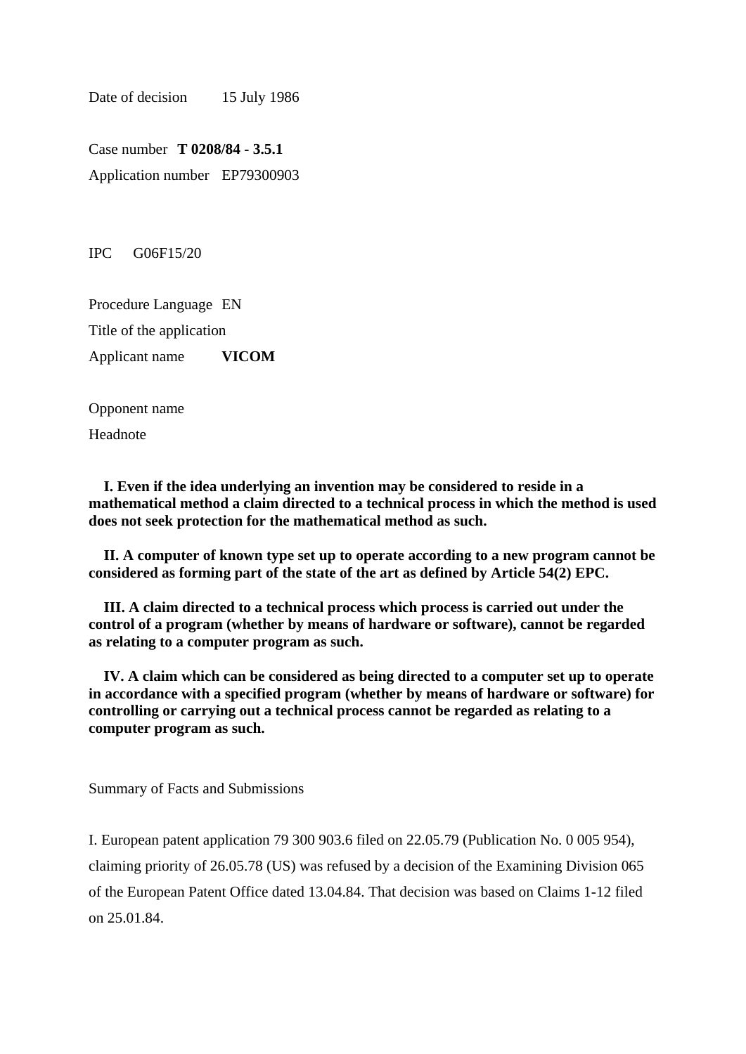Date of decision 15 July 1986

Case number **T 0208/84 - 3.5.1**

Application number EP79300903

IPC G06F15/20

Procedure Language EN

Title of the application

Applicant name **VICOM**

Opponent name

Headnote

**I. Even if the idea underlying an invention may be considered to reside in a mathematical method a claim directed to a technical process in which the method is used does not seek protection for the mathematical method as such.**

**II. A computer of known type set up to operate according to a new program cannot be considered as forming part of the state of the art as defined by Article 54(2) EPC.**

**III. A claim directed to a technical process which process is carried out under the control of a program (whether by means of hardware or software), cannot be regarded as relating to a computer program as such.**

**IV. A claim which can be considered as being directed to a computer set up to operate in accordance with a specified program (whether by means of hardware or software) for controlling or carrying out a technical process cannot be regarded as relating to a computer program as such.**

Summary of Facts and Submissions

I. European patent application 79 300 903.6 filed on 22.05.79 (Publication No. 0 005 954), claiming priority of 26.05.78 (US) was refused by a decision of the Examining Division 065 of the European Patent Office dated 13.04.84. That decision was based on Claims 1-12 filed on 25.01.84.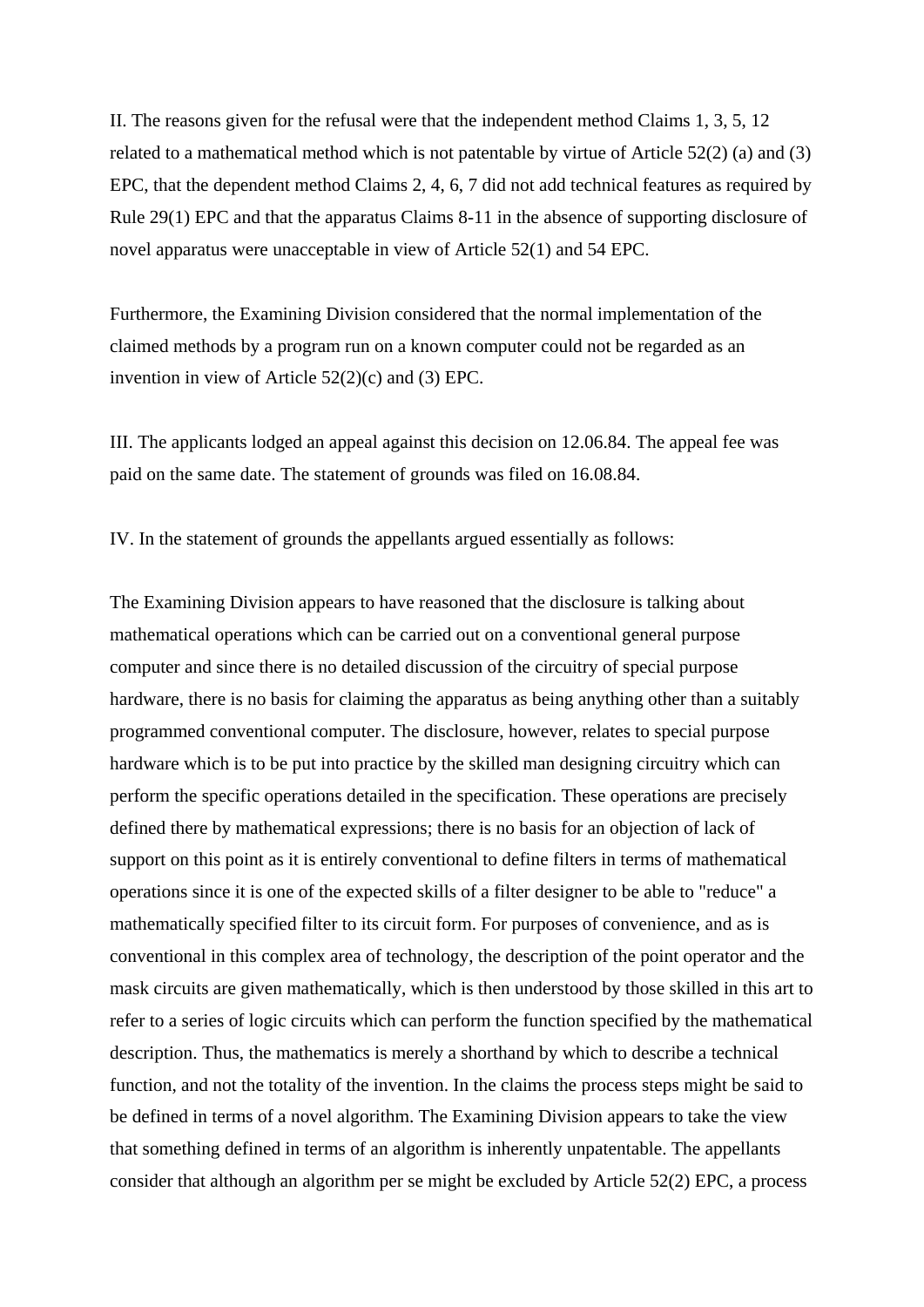II. The reasons given for the refusal were that the independent method Claims 1, 3, 5, 12 related to a mathematical method which is not patentable by virtue of Article 52(2) (a) and (3) EPC, that the dependent method Claims 2, 4, 6, 7 did not add technical features as required by Rule 29(1) EPC and that the apparatus Claims 8-11 in the absence of supporting disclosure of novel apparatus were unacceptable in view of Article 52(1) and 54 EPC.

Furthermore, the Examining Division considered that the normal implementation of the claimed methods by a program run on a known computer could not be regarded as an invention in view of Article 52(2)(c) and (3) EPC.

III. The applicants lodged an appeal against this decision on 12.06.84. The appeal fee was paid on the same date. The statement of grounds was filed on 16.08.84.

IV. In the statement of grounds the appellants argued essentially as follows:

The Examining Division appears to have reasoned that the disclosure is talking about mathematical operations which can be carried out on a conventional general purpose computer and since there is no detailed discussion of the circuitry of special purpose hardware, there is no basis for claiming the apparatus as being anything other than a suitably programmed conventional computer. The disclosure, however, relates to special purpose hardware which is to be put into practice by the skilled man designing circuitry which can perform the specific operations detailed in the specification. These operations are precisely defined there by mathematical expressions; there is no basis for an objection of lack of support on this point as it is entirely conventional to define filters in terms of mathematical operations since it is one of the expected skills of a filter designer to be able to "reduce" a mathematically specified filter to its circuit form. For purposes of convenience, and as is conventional in this complex area of technology, the description of the point operator and the mask circuits are given mathematically, which is then understood by those skilled in this art to refer to a series of logic circuits which can perform the function specified by the mathematical description. Thus, the mathematics is merely a shorthand by which to describe a technical function, and not the totality of the invention. In the claims the process steps might be said to be defined in terms of a novel algorithm. The Examining Division appears to take the view that something defined in terms of an algorithm is inherently unpatentable. The appellants consider that although an algorithm per se might be excluded by Article 52(2) EPC, a process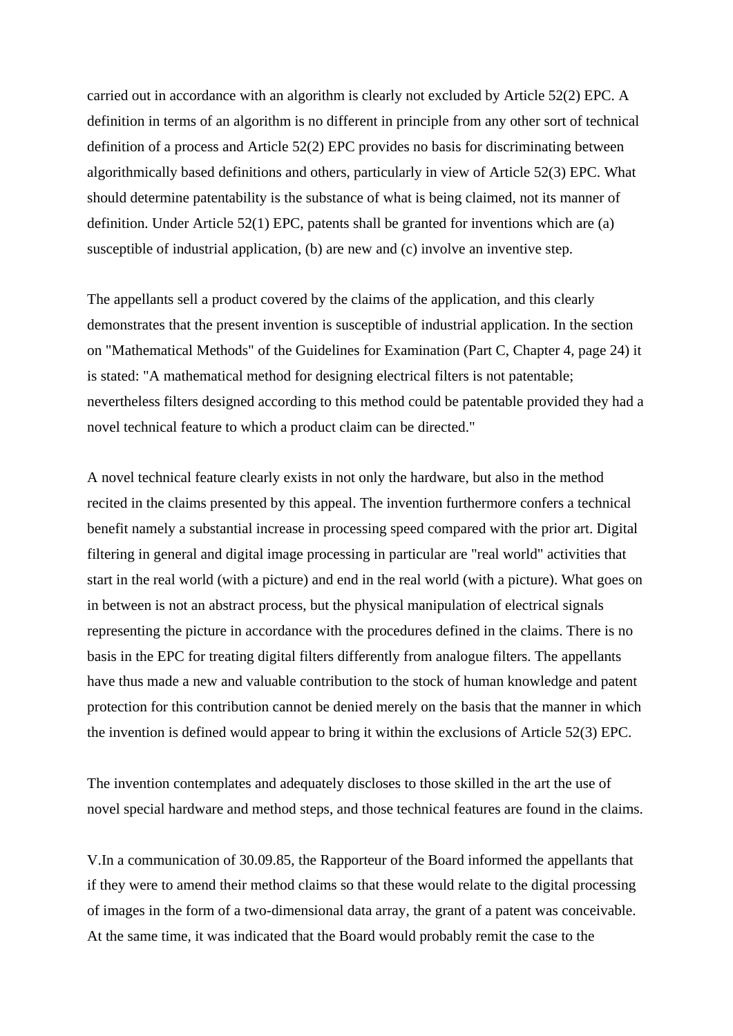carried out in accordance with an algorithm is clearly not excluded by Article 52(2) EPC. A definition in terms of an algorithm is no different in principle from any other sort of technical definition of a process and Article 52(2) EPC provides no basis for discriminating between algorithmically based definitions and others, particularly in view of Article 52(3) EPC. What should determine patentability is the substance of what is being claimed, not its manner of definition. Under Article 52(1) EPC, patents shall be granted for inventions which are (a) susceptible of industrial application, (b) are new and (c) involve an inventive step.

The appellants sell a product covered by the claims of the application, and this clearly demonstrates that the present invention is susceptible of industrial application. In the section on "Mathematical Methods" of the Guidelines for Examination (Part C, Chapter 4, page 24) it is stated: "A mathematical method for designing electrical filters is not patentable; nevertheless filters designed according to this method could be patentable provided they had a novel technical feature to which a product claim can be directed."

A novel technical feature clearly exists in not only the hardware, but also in the method recited in the claims presented by this appeal. The invention furthermore confers a technical benefit namely a substantial increase in processing speed compared with the prior art. Digital filtering in general and digital image processing in particular are "real world" activities that start in the real world (with a picture) and end in the real world (with a picture). What goes on in between is not an abstract process, but the physical manipulation of electrical signals representing the picture in accordance with the procedures defined in the claims. There is no basis in the EPC for treating digital filters differently from analogue filters. The appellants have thus made a new and valuable contribution to the stock of human knowledge and patent protection for this contribution cannot be denied merely on the basis that the manner in which the invention is defined would appear to bring it within the exclusions of Article 52(3) EPC.

The invention contemplates and adequately discloses to those skilled in the art the use of novel special hardware and method steps, and those technical features are found in the claims.

V.In a communication of 30.09.85, the Rapporteur of the Board informed the appellants that if they were to amend their method claims so that these would relate to the digital processing of images in the form of a two-dimensional data array, the grant of a patent was conceivable. At the same time, it was indicated that the Board would probably remit the case to the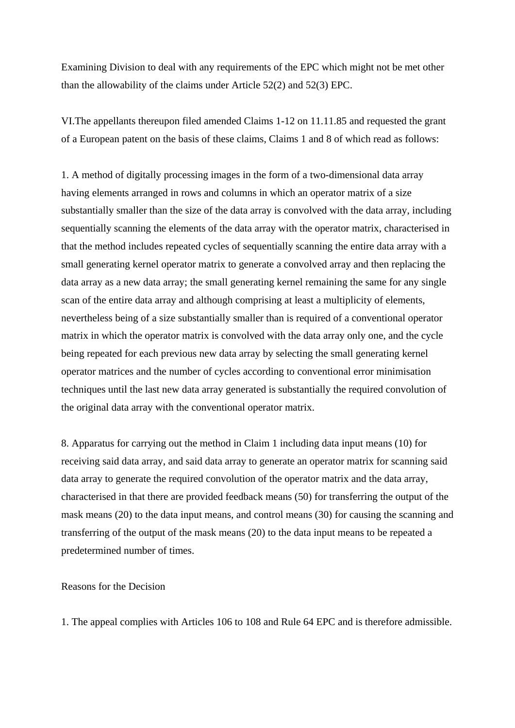Examining Division to deal with any requirements of the EPC which might not be met other than the allowability of the claims under Article 52(2) and 52(3) EPC.

VI.The appellants thereupon filed amended Claims 1-12 on 11.11.85 and requested the grant of a European patent on the basis of these claims, Claims 1 and 8 of which read as follows:

1. A method of digitally processing images in the form of a two-dimensional data array having elements arranged in rows and columns in which an operator matrix of a size substantially smaller than the size of the data array is convolved with the data array, including sequentially scanning the elements of the data array with the operator matrix, characterised in that the method includes repeated cycles of sequentially scanning the entire data array with a small generating kernel operator matrix to generate a convolved array and then replacing the data array as a new data array; the small generating kernel remaining the same for any single scan of the entire data array and although comprising at least a multiplicity of elements, nevertheless being of a size substantially smaller than is required of a conventional operator matrix in which the operator matrix is convolved with the data array only one, and the cycle being repeated for each previous new data array by selecting the small generating kernel operator matrices and the number of cycles according to conventional error minimisation techniques until the last new data array generated is substantially the required convolution of the original data array with the conventional operator matrix.

8. Apparatus for carrying out the method in Claim 1 including data input means (10) for receiving said data array, and said data array to generate an operator matrix for scanning said data array to generate the required convolution of the operator matrix and the data array, characterised in that there are provided feedback means (50) for transferring the output of the mask means (20) to the data input means, and control means (30) for causing the scanning and transferring of the output of the mask means (20) to the data input means to be repeated a predetermined number of times.

Reasons for the Decision

1. The appeal complies with Articles 106 to 108 and Rule 64 EPC and is therefore admissible.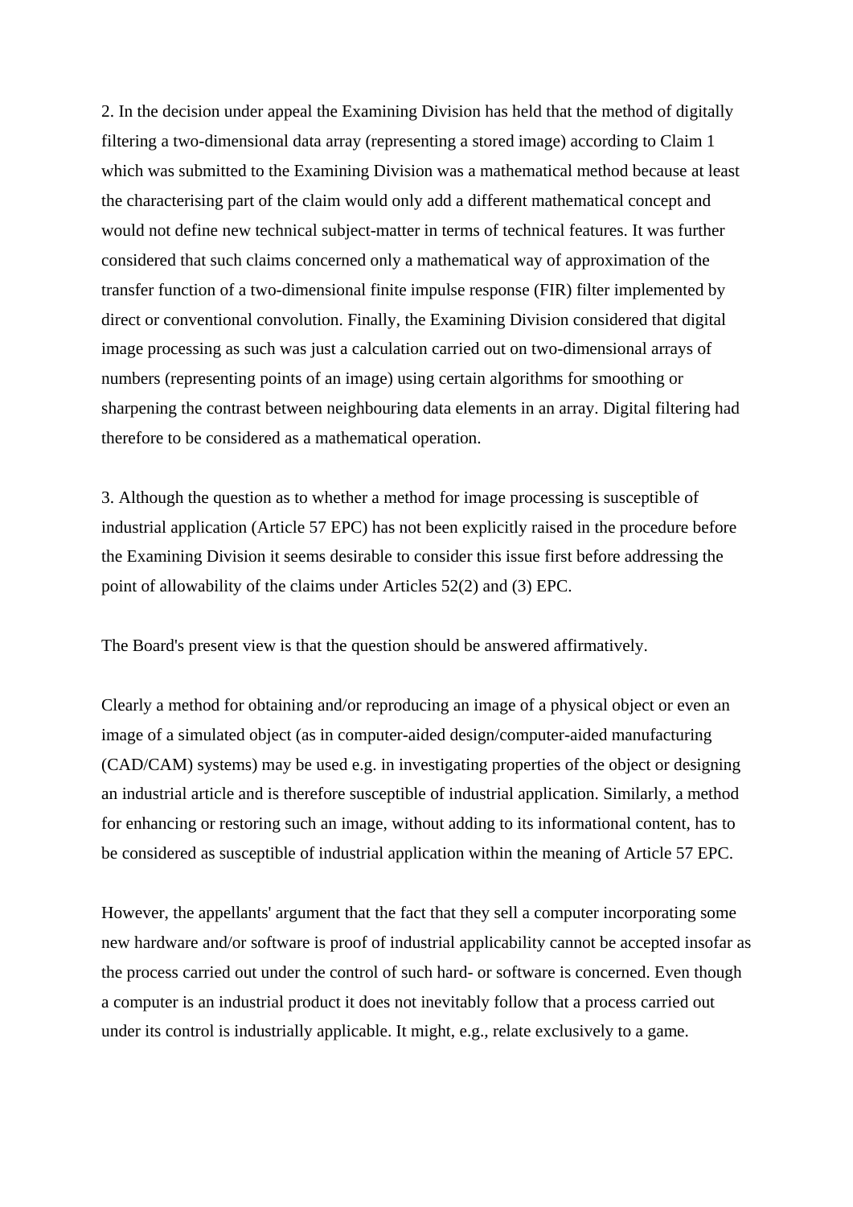2. In the decision under appeal the Examining Division has held that the method of digitally filtering a two-dimensional data array (representing a stored image) according to Claim 1 which was submitted to the Examining Division was a mathematical method because at least the characterising part of the claim would only add a different mathematical concept and would not define new technical subject-matter in terms of technical features. It was further considered that such claims concerned only a mathematical way of approximation of the transfer function of a two-dimensional finite impulse response (FIR) filter implemented by direct or conventional convolution. Finally, the Examining Division considered that digital image processing as such was just a calculation carried out on two-dimensional arrays of numbers (representing points of an image) using certain algorithms for smoothing or sharpening the contrast between neighbouring data elements in an array. Digital filtering had therefore to be considered as a mathematical operation.

3. Although the question as to whether a method for image processing is susceptible of industrial application (Article 57 EPC) has not been explicitly raised in the procedure before the Examining Division it seems desirable to consider this issue first before addressing the point of allowability of the claims under Articles 52(2) and (3) EPC.

The Board's present view is that the question should be answered affirmatively.

Clearly a method for obtaining and/or reproducing an image of a physical object or even an image of a simulated object (as in computer-aided design/computer-aided manufacturing (CAD/CAM) systems) may be used e.g. in investigating properties of the object or designing an industrial article and is therefore susceptible of industrial application. Similarly, a method for enhancing or restoring such an image, without adding to its informational content, has to be considered as susceptible of industrial application within the meaning of Article 57 EPC.

However, the appellants' argument that the fact that they sell a computer incorporating some new hardware and/or software is proof of industrial applicability cannot be accepted insofar as the process carried out under the control of such hard- or software is concerned. Even though a computer is an industrial product it does not inevitably follow that a process carried out under its control is industrially applicable. It might, e.g., relate exclusively to a game.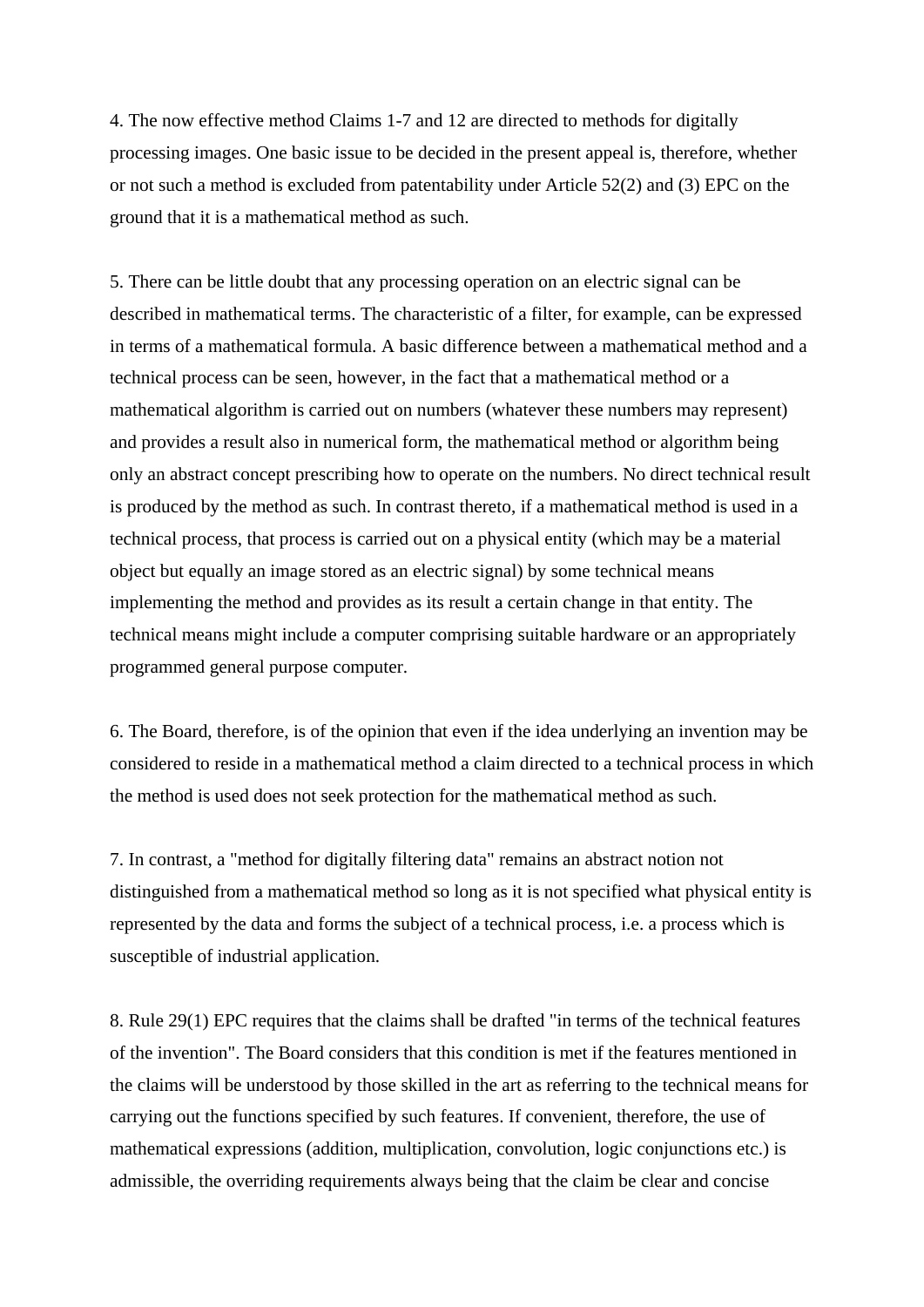4. The now effective method Claims 1-7 and 12 are directed to methods for digitally processing images. One basic issue to be decided in the present appeal is, therefore, whether or not such a method is excluded from patentability under Article 52(2) and (3) EPC on the ground that it is a mathematical method as such.

5. There can be little doubt that any processing operation on an electric signal can be described in mathematical terms. The characteristic of a filter, for example, can be expressed in terms of a mathematical formula. A basic difference between a mathematical method and a technical process can be seen, however, in the fact that a mathematical method or a mathematical algorithm is carried out on numbers (whatever these numbers may represent) and provides a result also in numerical form, the mathematical method or algorithm being only an abstract concept prescribing how to operate on the numbers. No direct technical result is produced by the method as such. In contrast thereto, if a mathematical method is used in a technical process, that process is carried out on a physical entity (which may be a material object but equally an image stored as an electric signal) by some technical means implementing the method and provides as its result a certain change in that entity. The technical means might include a computer comprising suitable hardware or an appropriately programmed general purpose computer.

6. The Board, therefore, is of the opinion that even if the idea underlying an invention may be considered to reside in a mathematical method a claim directed to a technical process in which the method is used does not seek protection for the mathematical method as such.

7. In contrast, a "method for digitally filtering data" remains an abstract notion not distinguished from a mathematical method so long as it is not specified what physical entity is represented by the data and forms the subject of a technical process, i.e. a process which is susceptible of industrial application.

8. Rule 29(1) EPC requires that the claims shall be drafted "in terms of the technical features of the invention". The Board considers that this condition is met if the features mentioned in the claims will be understood by those skilled in the art as referring to the technical means for carrying out the functions specified by such features. If convenient, therefore, the use of mathematical expressions (addition, multiplication, convolution, logic conjunctions etc.) is admissible, the overriding requirements always being that the claim be clear and concise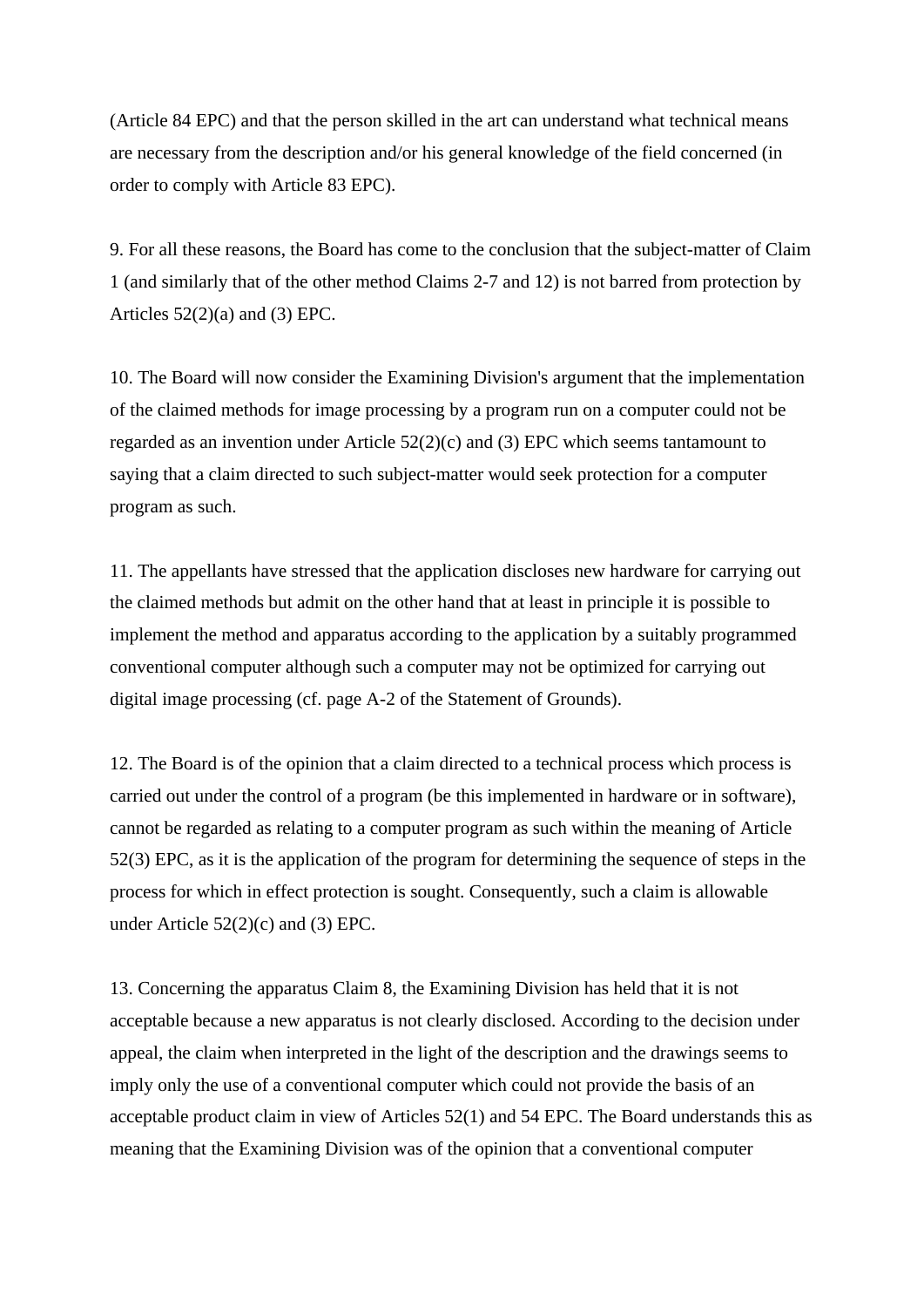(Article 84 EPC) and that the person skilled in the art can understand what technical means are necessary from the description and/or his general knowledge of the field concerned (in order to comply with Article 83 EPC).

9. For all these reasons, the Board has come to the conclusion that the subject-matter of Claim 1 (and similarly that of the other method Claims 2-7 and 12) is not barred from protection by Articles 52(2)(a) and (3) EPC.

10. The Board will now consider the Examining Division's argument that the implementation of the claimed methods for image processing by a program run on a computer could not be regarded as an invention under Article 52(2)(c) and (3) EPC which seems tantamount to saying that a claim directed to such subject-matter would seek protection for a computer program as such.

11. The appellants have stressed that the application discloses new hardware for carrying out the claimed methods but admit on the other hand that at least in principle it is possible to implement the method and apparatus according to the application by a suitably programmed conventional computer although such a computer may not be optimized for carrying out digital image processing (cf. page A-2 of the Statement of Grounds).

12. The Board is of the opinion that a claim directed to a technical process which process is carried out under the control of a program (be this implemented in hardware or in software), cannot be regarded as relating to a computer program as such within the meaning of Article 52(3) EPC, as it is the application of the program for determining the sequence of steps in the process for which in effect protection is sought. Consequently, such a claim is allowable under Article 52(2)(c) and (3) EPC.

13. Concerning the apparatus Claim 8, the Examining Division has held that it is not acceptable because a new apparatus is not clearly disclosed. According to the decision under appeal, the claim when interpreted in the light of the description and the drawings seems to imply only the use of a conventional computer which could not provide the basis of an acceptable product claim in view of Articles 52(1) and 54 EPC. The Board understands this as meaning that the Examining Division was of the opinion that a conventional computer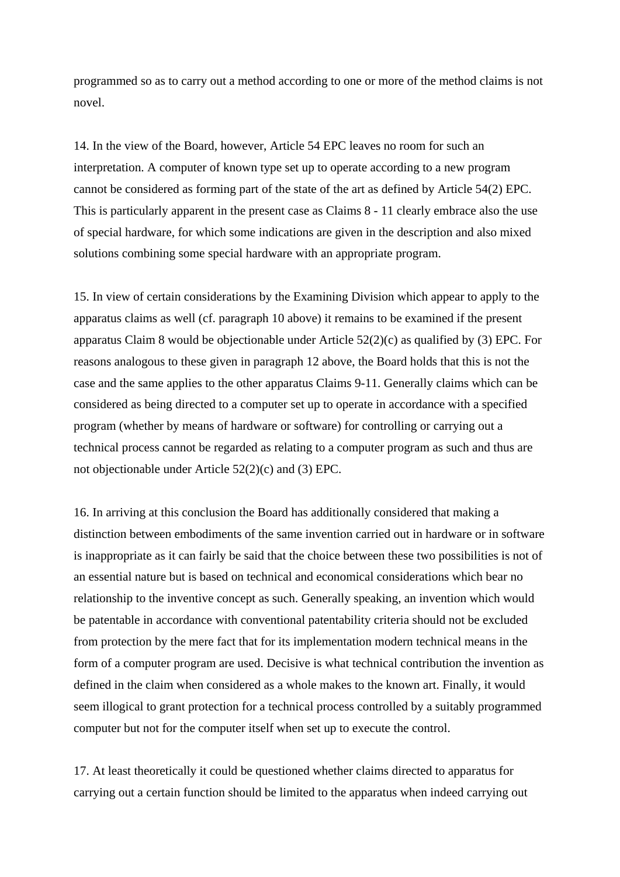programmed so as to carry out a method according to one or more of the method claims is not novel.

14. In the view of the Board, however, Article 54 EPC leaves no room for such an interpretation. A computer of known type set up to operate according to a new program cannot be considered as forming part of the state of the art as defined by Article 54(2) EPC. This is particularly apparent in the present case as Claims 8 - 11 clearly embrace also the use of special hardware, for which some indications are given in the description and also mixed solutions combining some special hardware with an appropriate program.

15. In view of certain considerations by the Examining Division which appear to apply to the apparatus claims as well (cf. paragraph 10 above) it remains to be examined if the present apparatus Claim 8 would be objectionable under Article 52(2)(c) as qualified by (3) EPC. For reasons analogous to these given in paragraph 12 above, the Board holds that this is not the case and the same applies to the other apparatus Claims 9-11. Generally claims which can be considered as being directed to a computer set up to operate in accordance with a specified program (whether by means of hardware or software) for controlling or carrying out a technical process cannot be regarded as relating to a computer program as such and thus are not objectionable under Article 52(2)(c) and (3) EPC.

16. In arriving at this conclusion the Board has additionally considered that making a distinction between embodiments of the same invention carried out in hardware or in software is inappropriate as it can fairly be said that the choice between these two possibilities is not of an essential nature but is based on technical and economical considerations which bear no relationship to the inventive concept as such. Generally speaking, an invention which would be patentable in accordance with conventional patentability criteria should not be excluded from protection by the mere fact that for its implementation modern technical means in the form of a computer program are used. Decisive is what technical contribution the invention as defined in the claim when considered as a whole makes to the known art. Finally, it would seem illogical to grant protection for a technical process controlled by a suitably programmed computer but not for the computer itself when set up to execute the control.

17. At least theoretically it could be questioned whether claims directed to apparatus for carrying out a certain function should be limited to the apparatus when indeed carrying out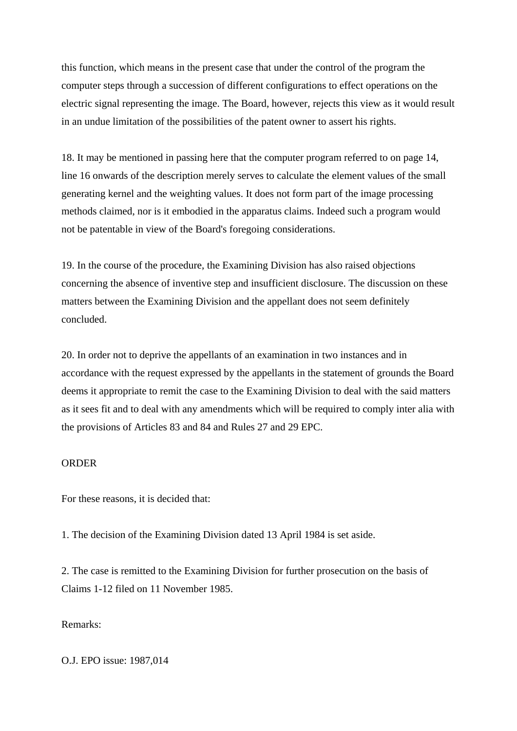this function, which means in the present case that under the control of the program the computer steps through a succession of different configurations to effect operations on the electric signal representing the image. The Board, however, rejects this view as it would result in an undue limitation of the possibilities of the patent owner to assert his rights.

18. It may be mentioned in passing here that the computer program referred to on page 14, line 16 onwards of the description merely serves to calculate the element values of the small generating kernel and the weighting values. It does not form part of the image processing methods claimed, nor is it embodied in the apparatus claims. Indeed such a program would not be patentable in view of the Board's foregoing considerations.

19. In the course of the procedure, the Examining Division has also raised objections concerning the absence of inventive step and insufficient disclosure. The discussion on these matters between the Examining Division and the appellant does not seem definitely concluded.

20. In order not to deprive the appellants of an examination in two instances and in accordance with the request expressed by the appellants in the statement of grounds the Board deems it appropriate to remit the case to the Examining Division to deal with the said matters as it sees fit and to deal with any amendments which will be required to comply inter alia with the provisions of Articles 83 and 84 and Rules 27 and 29 EPC.

ORDER

For these reasons, it is decided that:

1. The decision of the Examining Division dated 13 April 1984 is set aside.

2. The case is remitted to the Examining Division for further prosecution on the basis of Claims 1-12 filed on 11 November 1985.

Remarks:

O.J. EPO issue: 1987,014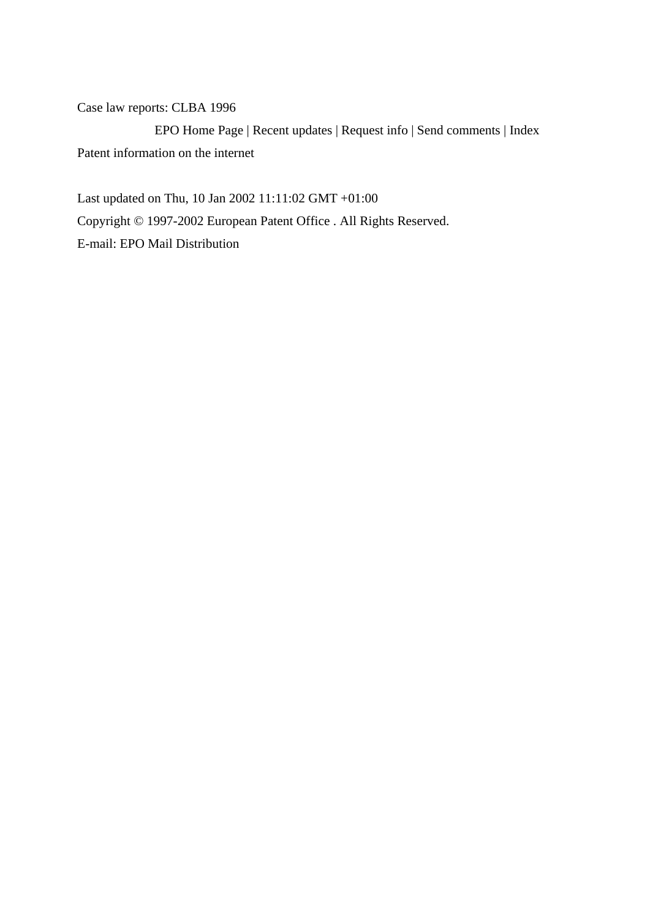Case law reports: CLBA 1996

EPO Home Page | Recent updates | Request info | Send comments | Index

Patent information on the internet

Last updated on Thu, 10 Jan 2002 11:11:02 GMT +01:00

Copyright © 1997-2002 European Patent Office . All Rights Reserved.

E-mail: EPO Mail Distribution